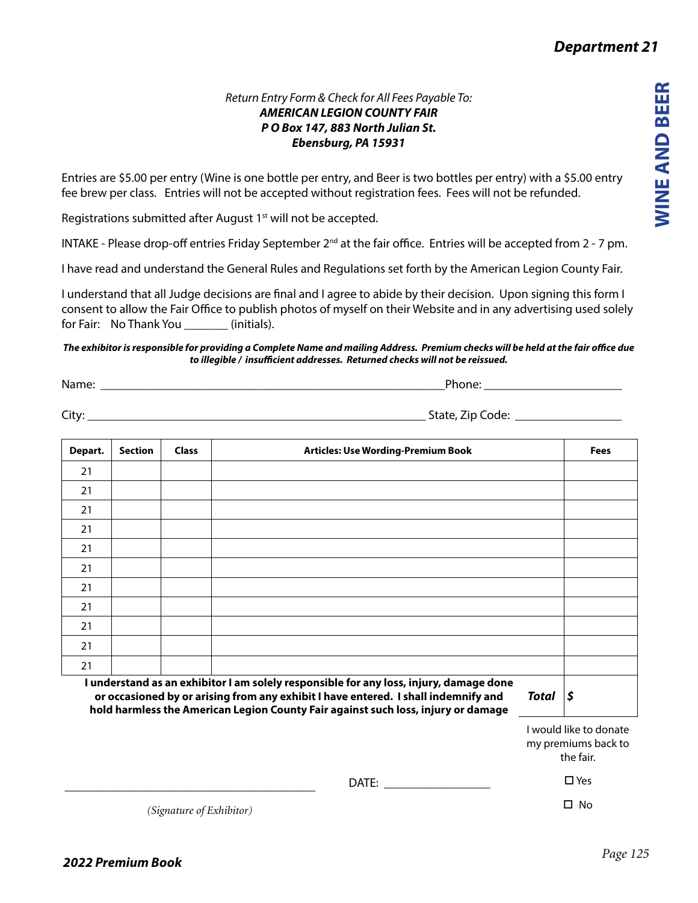# Department 21

## WINE AND BEER

*Return Entry Form & Check for All Fees Payable To:*
***AMERICAN LEGION COUNTY FAIR***
***P O Box 147, 883 North Julian St.***
***Ebensburg, PA 15931***

Entries are $5.00 per entry (Wine is one bottle per entry, and Beer is two bottles per entry) with a $5.00 entry fee brew per class. Entries will not be accepted without registration fees. Fees will not be refunded.

Registrations submitted after August 1st will not be accepted.

INTAKE - Please drop-off entries Friday September 2nd at the fair office. Entries will be accepted from 2 - 7 pm.

I have read and understand the General Rules and Regulations set forth by the American Legion County Fair.

I understand that all Judge decisions are final and I agree to abide by their decision. Upon signing this form I consent to allow the Fair Office to publish photos of myself on their Website and in any advertising used solely for Fair: No Thank You _______ (initials).

***The exhibitor is responsible for providing a Complete Name and mailing Address. Premium checks will be held at the fair office due to illegible / insufficient addresses. Returned checks will not be reissued.***

Name: _______________________________________________________Phone: ______________________

City: _____________________________________________________ State, Zip Code: _________________

| Depart. | Section | Class | Articles: Use Wording-Premium Book | Fees |
|---|---|---|---|---|
| 21 | | | | |
| 21 | | | | |
| 21 | | | | |
| 21 | | | | |
| 21 | | | | |
| 21 | | | | |
| 21 | | | | |
| 21 | | | | |
| 21 | | | | |
| 21 | | | | |
| 21 | | | | |
| | | | ***Total*** | **$** |

**I understand as an exhibitor I am solely responsible for any loss, injury, damage done or occasioned by or arising from any exhibit I have entered. I shall indemnify and hold harmless the American Legion County Fair against such loss, injury or damage**

I would like to donate my premiums back to the fair.

☐ Yes

☐ No

________________________________________ DATE: _________________

*(Signature of Exhibitor)*

***2022 Premium Book***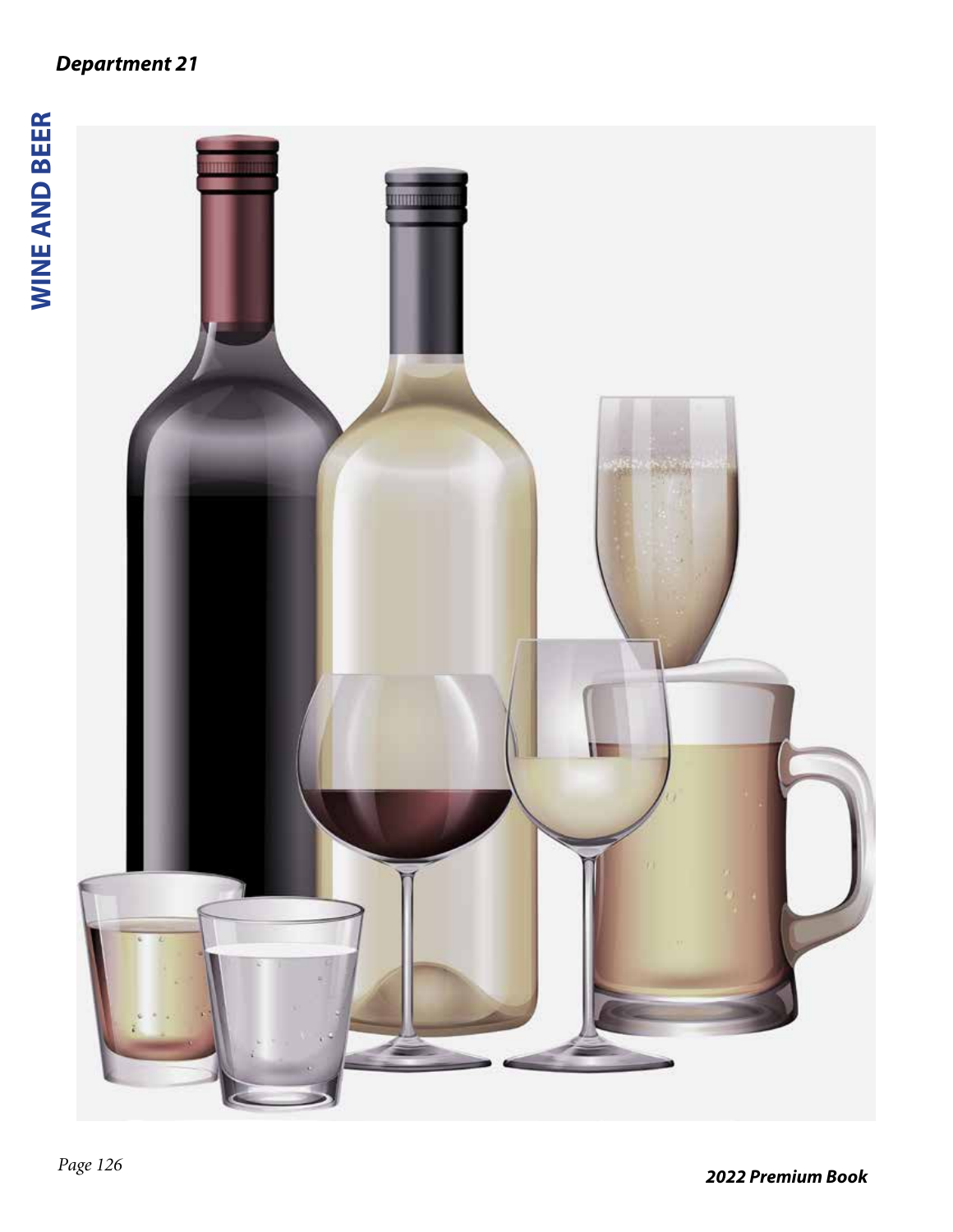# Department 21

## WINE AND BEER